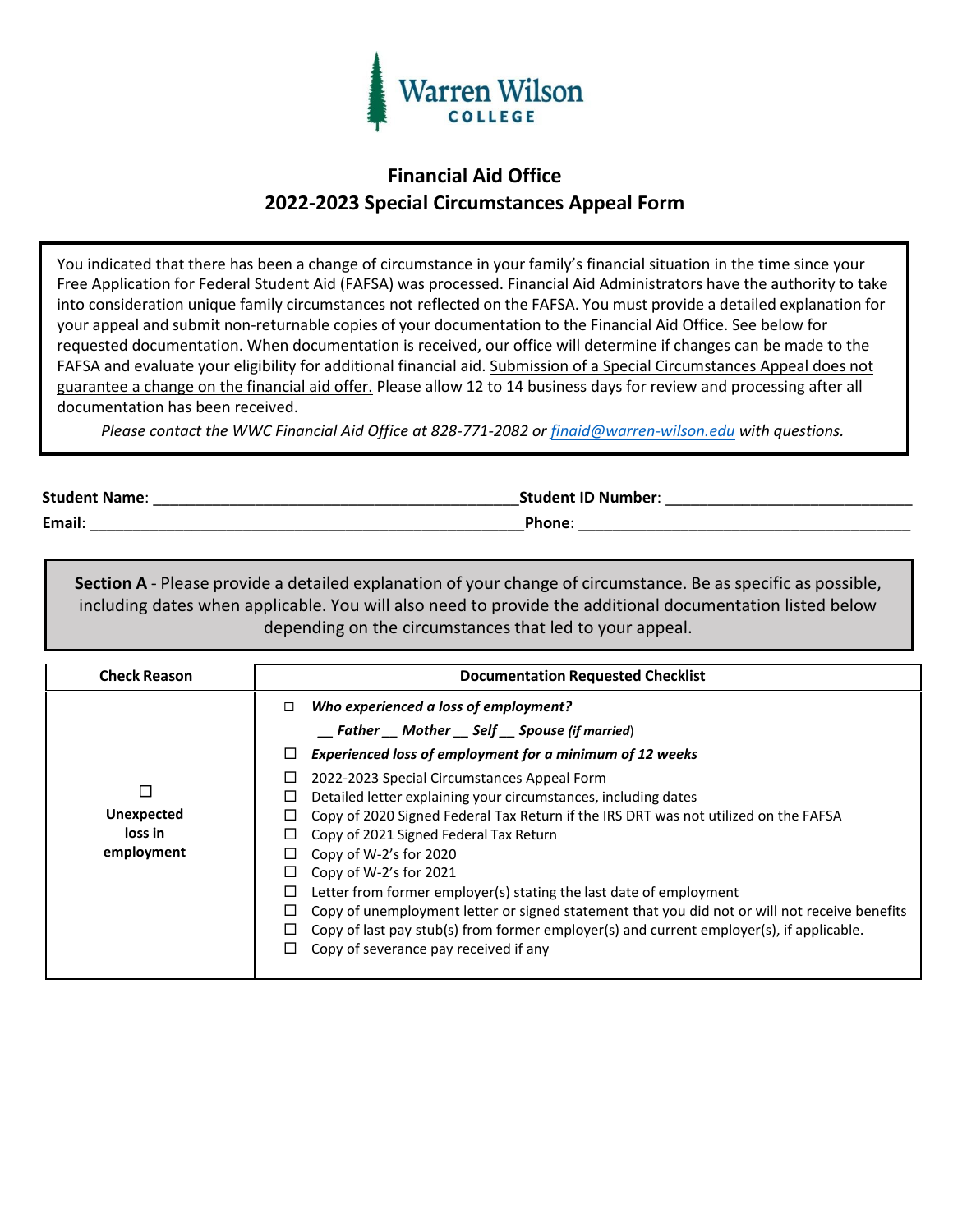Warren Wilson COLLEGE

# Financial Aid Office
## 2022-2023 Special Circumstances Appeal Form

You indicated that there has been a change of circumstance in your family's financial situation in the time since your Free Application for Federal Student Aid (FAFSA) was processed. Financial Aid Administrators have the authority to take into consideration unique family circumstances not reflected on the FAFSA. You must provide a detailed explanation for your appeal and submit non-returnable copies of your documentation to the Financial Aid Office. See below for requested documentation. When documentation is received, our office will determine if changes can be made to the FAFSA and evaluate your eligibility for additional financial aid. Submission of a Special Circumstances Appeal does not guarantee a change on the financial aid offer. Please allow 12 to 14 business days for review and processing after all documentation has been received.

*Please contact the WWC Financial Aid Office at 828-771-2082 or finaid@warren-wilson.edu with questions.*

**Student Name**: ___________________________________________ **Student ID Number**: _____________________________

**Email**: ____________________________________________________ **Phone**: _______________________________________

**Section A** - Please provide a detailed explanation of your change of circumstance. Be as specific as possible, including dates when applicable. You will also need to provide the additional documentation listed below depending on the circumstances that led to your appeal.

| Check Reason | Documentation Requested Checklist |
|---|---|
| ☐ **Unexpected loss in employment** | ☐ ***Who experienced a loss of employment?*** <br> ***__ Father __ Mother __ Self __ Spouse (if married)*** <br> ☐ ***Experienced loss of employment for a minimum of 12 weeks*** <br> ☐ 2022-2023 Special Circumstances Appeal Form <br> ☐ Detailed letter explaining your circumstances, including dates <br> ☐ Copy of 2020 Signed Federal Tax Return if the IRS DRT was not utilized on the FAFSA <br> ☐ Copy of 2021 Signed Federal Tax Return <br> ☐ Copy of W-2's for 2020 <br> ☐ Copy of W-2's for 2021 <br> ☐ Letter from former employer(s) stating the last date of employment <br> ☐ Copy of unemployment letter or signed statement that you did not or will not receive benefits <br> ☐ Copy of last pay stub(s) from former employer(s) and current employer(s), if applicable. <br> ☐ Copy of severance pay received if any |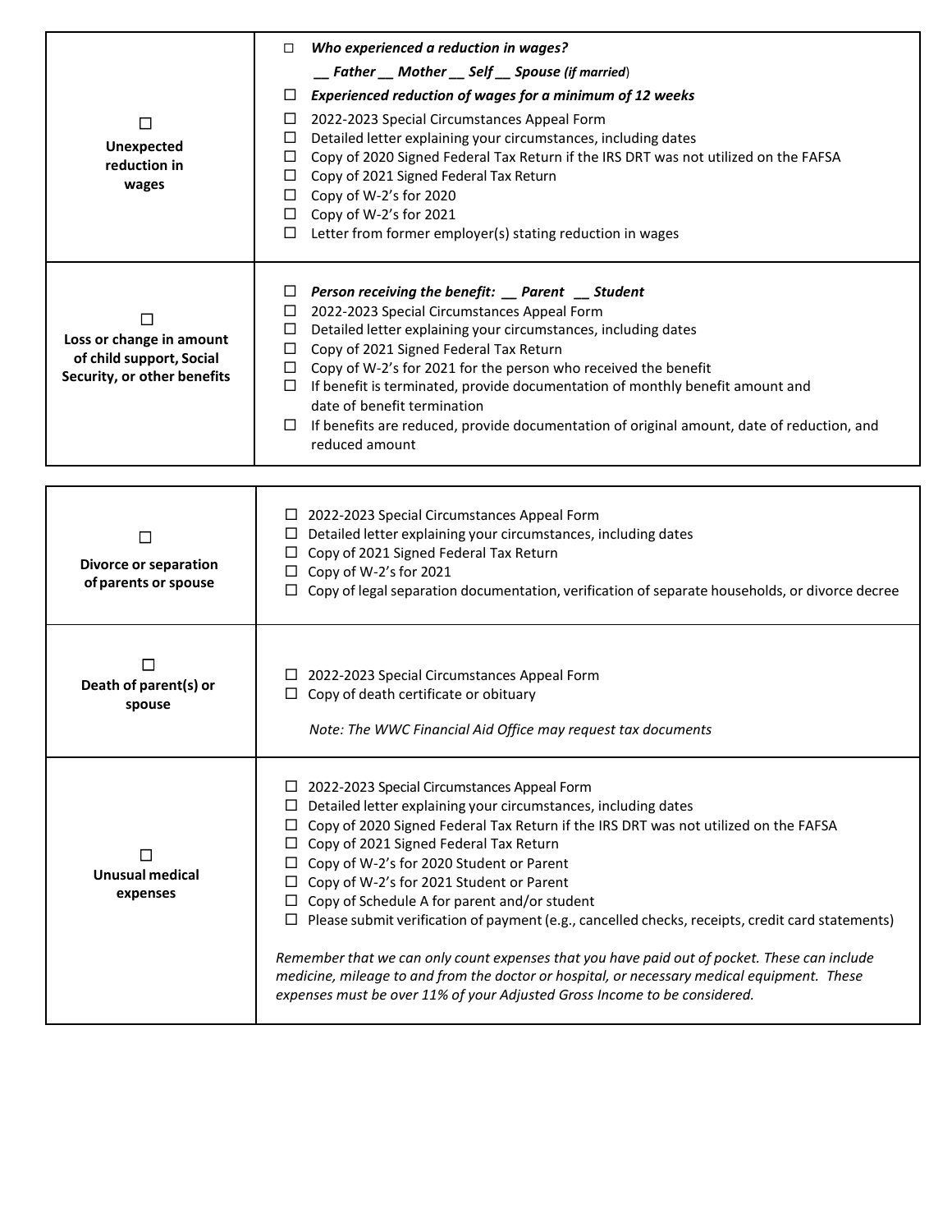| | |
|---|---|
| ☐ **Unexpected reduction in wages** | ☐ ***Who experienced a reduction in wages?*** <br> ***__ Father __ Mother __ Self __ Spouse** (if married)* <br> ☐ ***Experienced reduction of wages for a minimum of 12 weeks*** <br> ☐ 2022-2023 Special Circumstances Appeal Form <br> ☐ Detailed letter explaining your circumstances, including dates <br> ☐ Copy of 2020 Signed Federal Tax Return if the IRS DRT was not utilized on the FAFSA <br> ☐ Copy of 2021 Signed Federal Tax Return <br> ☐ Copy of W-2's for 2020 <br> ☐ Copy of W-2's for 2021 <br> ☐ Letter from former employer(s) stating reduction in wages |
| ☐ **Loss or change in amount of child support, Social Security, or other benefits** | ☐ ***Person receiving the benefit: __ Parent __ Student*** <br> ☐ 2022-2023 Special Circumstances Appeal Form <br> ☐ Detailed letter explaining your circumstances, including dates <br> ☐ Copy of 2021 Signed Federal Tax Return <br> ☐ Copy of W-2's for 2021 for the person who received the benefit <br> ☐ If benefit is terminated, provide documentation of monthly benefit amount and date of benefit termination <br> ☐ If benefits are reduced, provide documentation of original amount, date of reduction, and reduced amount |

| | |
|---|---|
| ☐ **Divorce or separation of parents or spouse** | ☐ 2022-2023 Special Circumstances Appeal Form <br> ☐ Detailed letter explaining your circumstances, including dates <br> ☐ Copy of 2021 Signed Federal Tax Return <br> ☐ Copy of W-2's for 2021 <br> ☐ Copy of legal separation documentation, verification of separate households, or divorce decree |
| ☐ **Death of parent(s) or spouse** | ☐ 2022-2023 Special Circumstances Appeal Form <br> ☐ Copy of death certificate or obituary <br> *Note: The WWC Financial Aid Office may request tax documents* |
| ☐ **Unusual medical expenses** | ☐ 2022-2023 Special Circumstances Appeal Form <br> ☐ Detailed letter explaining your circumstances, including dates <br> ☐ Copy of 2020 Signed Federal Tax Return if the IRS DRT was not utilized on the FAFSA <br> ☐ Copy of 2021 Signed Federal Tax Return <br> ☐ Copy of W-2's for 2020 Student or Parent <br> ☐ Copy of W-2's for 2021 Student or Parent <br> ☐ Copy of Schedule A for parent and/or student <br> ☐ Please submit verification of payment (e.g., cancelled checks, receipts, credit card statements) <br> *Remember that we can only count expenses that you have paid out of pocket. These can include medicine, mileage to and from the doctor or hospital, or necessary medical equipment. These expenses must be over 11% of your Adjusted Gross Income to be considered.* |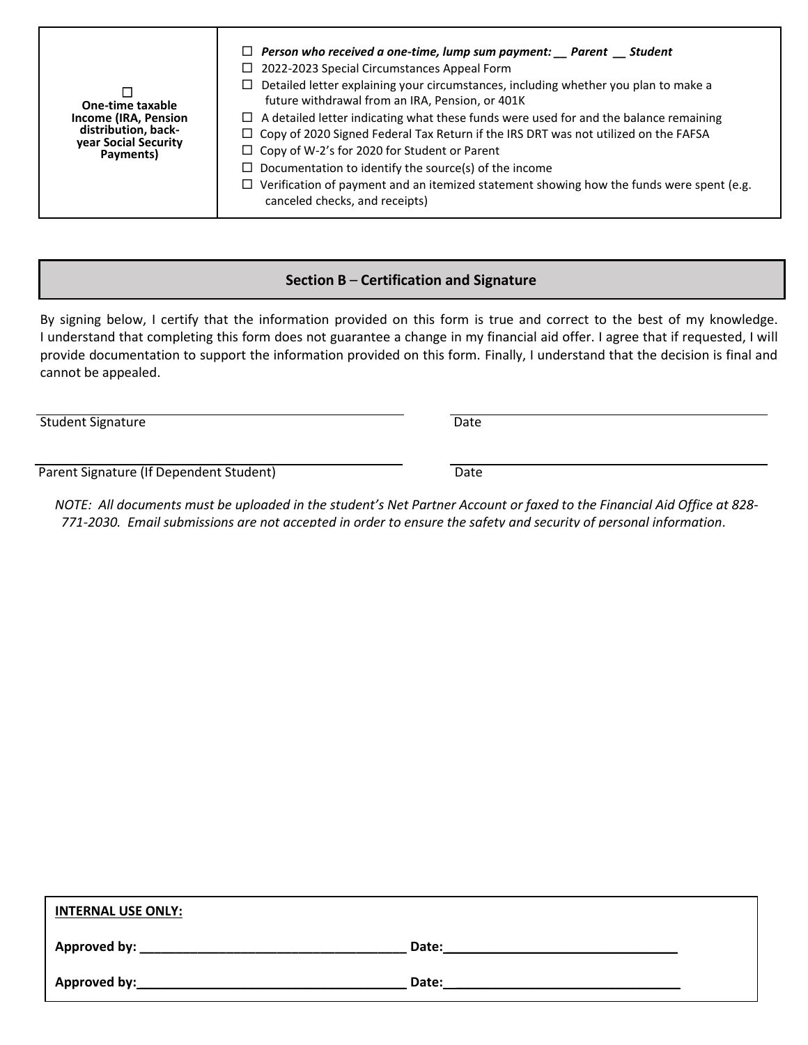| | |
|---|---|
| ☐ **One-time taxable Income (IRA, Pension distribution, back-year Social Security Payments)** | ☐ ***Person who received a one-time, lump sum payment: __ Parent __ Student***<br>☐ 2022-2023 Special Circumstances Appeal Form<br>☐ Detailed letter explaining your circumstances, including whether you plan to make a future withdrawal from an IRA, Pension, or 401K<br>☐ A detailed letter indicating what these funds were used for and the balance remaining<br>☐ Copy of 2020 Signed Federal Tax Return if the IRS DRT was not utilized on the FAFSA<br>☐ Copy of W-2's for 2020 for Student or Parent<br>☐ Documentation to identify the source(s) of the income<br>☐ Verification of payment and an itemized statement showing how the funds were spent (e.g. canceled checks, and receipts) |

## Section B – Certification and Signature

By signing below, I certify that the information provided on this form is true and correct to the best of my knowledge. I understand that completing this form does not guarantee a change in my financial aid offer. I agree that if requested, I will provide documentation to support the information provided on this form. Finally, I understand that the decision is final and cannot be appealed.

______________________________ ______________________________
Student Signature Date

______________________________ ______________________________
Parent Signature (If Dependent Student) Date

*NOTE: All documents must be uploaded in the student's Net Partner Account or faxed to the Financial Aid Office at 828-771-2030. Email submissions are not accepted in order to ensure the safety and security of personal information.*

**INTERNAL USE ONLY:**

**Approved by:** ______________________________ **Date:** ______________________________

**Approved by:** ______________________________ **Date:** ______________________________